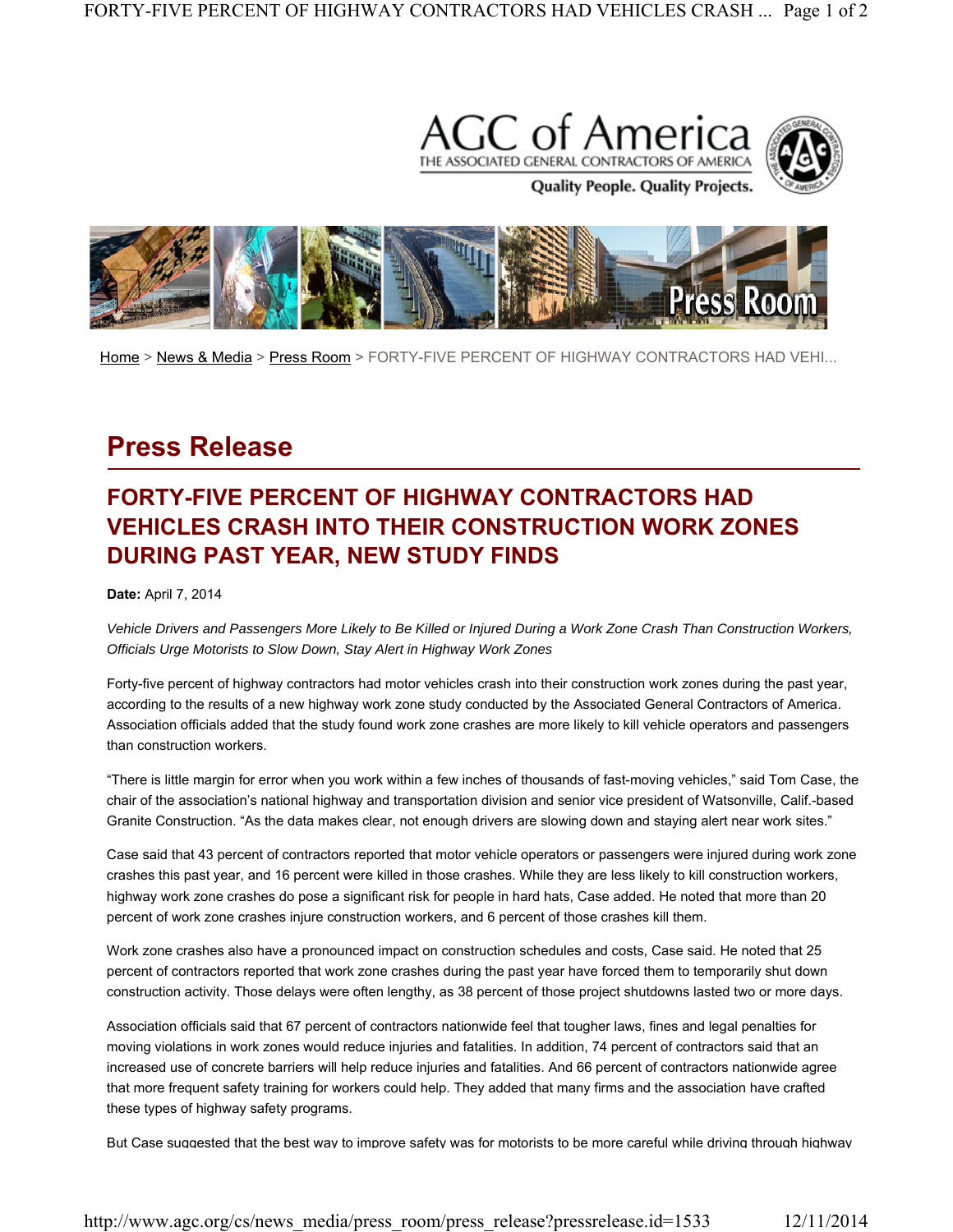Home > News & Media > Press Room > FORTY-FIVE PERCENT OF HIGHWAY CONTRACTORS HAD VEHI...

# Press Release

## FORTY-FIVE PERCENT OF HIGHWAY CONTRACTORS HAD VEHICLES CRASH INTO THEIR CONSTRUCTION WORK ZONES DURING PAST YEAR, NEW STUDY FINDS

**Date:** April 7, 2014

*Vehicle Drivers and Passengers More Likely to Be Killed or Injured During a Work Zone Crash Than Construction Workers, Officials Urge Motorists to Slow Down, Stay Alert in Highway Work Zones*

Forty-five percent of highway contractors had motor vehicles crash into their construction work zones during the past year, according to the results of a new highway work zone study conducted by the Associated General Contractors of America. Association officials added that the study found work zone crashes are more likely to kill vehicle operators and passengers than construction workers.

"There is little margin for error when you work within a few inches of thousands of fast-moving vehicles," said Tom Case, the chair of the association's national highway and transportation division and senior vice president of Watsonville, Calif.-based Granite Construction. "As the data makes clear, not enough drivers are slowing down and staying alert near work sites."

Case said that 43 percent of contractors reported that motor vehicle operators or passengers were injured during work zone crashes this past year, and 16 percent were killed in those crashes. While they are less likely to kill construction workers, highway work zone crashes do pose a significant risk for people in hard hats, Case added. He noted that more than 20 percent of work zone crashes injure construction workers, and 6 percent of those crashes kill them.

Work zone crashes also have a pronounced impact on construction schedules and costs, Case said. He noted that 25 percent of contractors reported that work zone crashes during the past year have forced them to temporarily shut down construction activity. Those delays were often lengthy, as 38 percent of those project shutdowns lasted two or more days.

Association officials said that 67 percent of contractors nationwide feel that tougher laws, fines and legal penalties for moving violations in work zones would reduce injuries and fatalities. In addition, 74 percent of contractors said that an increased use of concrete barriers will help reduce injuries and fatalities. And 66 percent of contractors nationwide agree that more frequent safety training for workers could help. They added that many firms and the association have crafted these types of highway safety programs.

But Case suggested that the best way to improve safety was for motorists to be more careful while driving through highway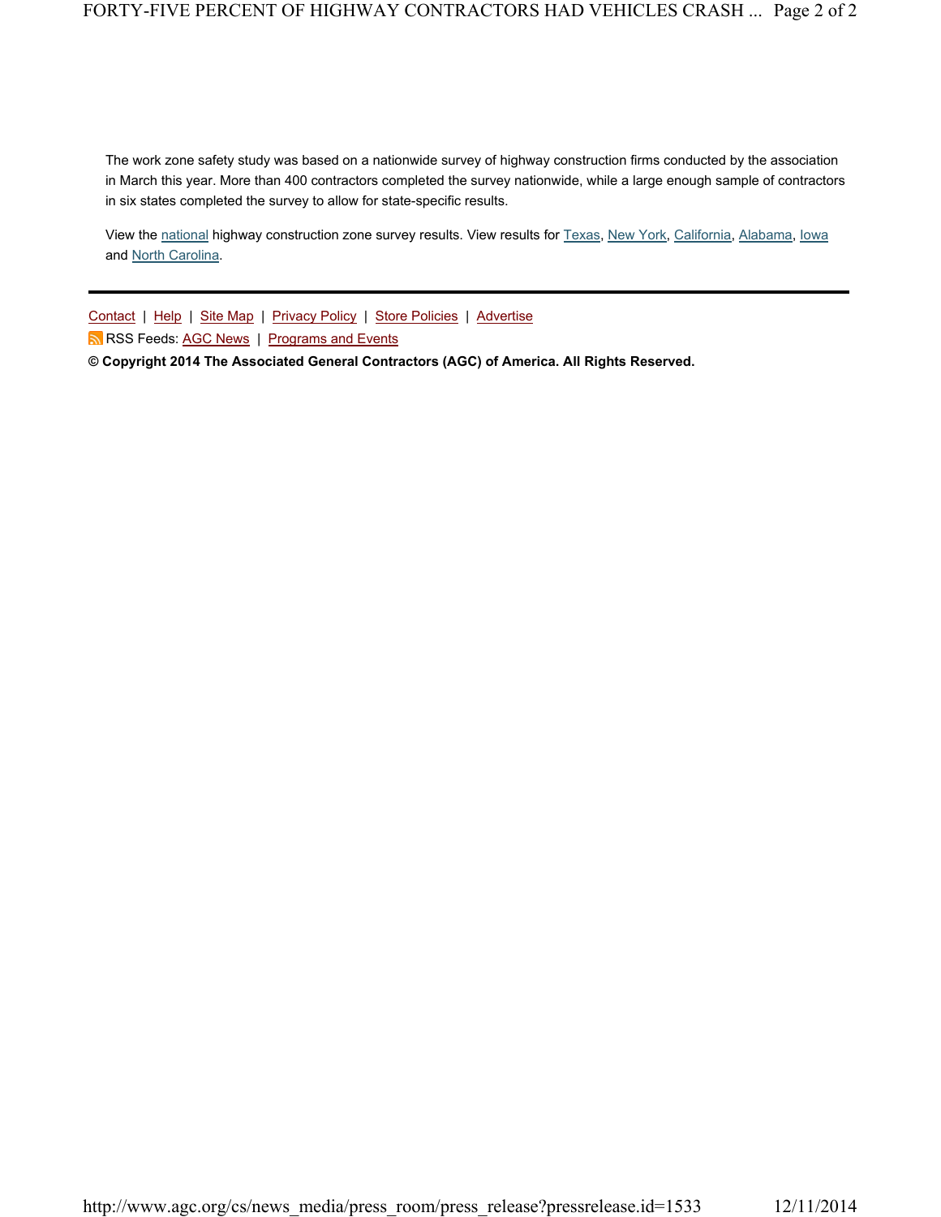The work zone safety study was based on a nationwide survey of highway construction firms conducted by the association in March this year. More than 400 contractors completed the survey nationwide, while a large enough sample of contractors in six states completed the survey to allow for state-specific results.

View the national highway construction zone survey results. View results for Texas, New York, California, Alabama, Iowa and North Carolina.

---

Contact | Help | Site Map | Privacy Policy | Store Policies | Advertise

RSS Feeds: AGC News | Programs and Events

**© Copyright 2014 The Associated General Contractors (AGC) of America. All Rights Reserved.**